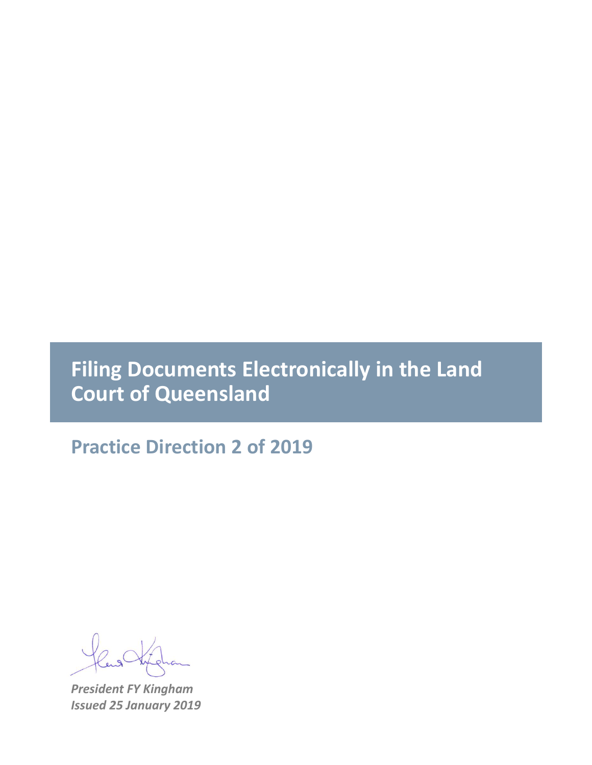# Filing Documents Electronically in the Land Court of Queensland

## Practice Direction 2 of 2019

***President FY Kingham***
***Issued 25 January 2019***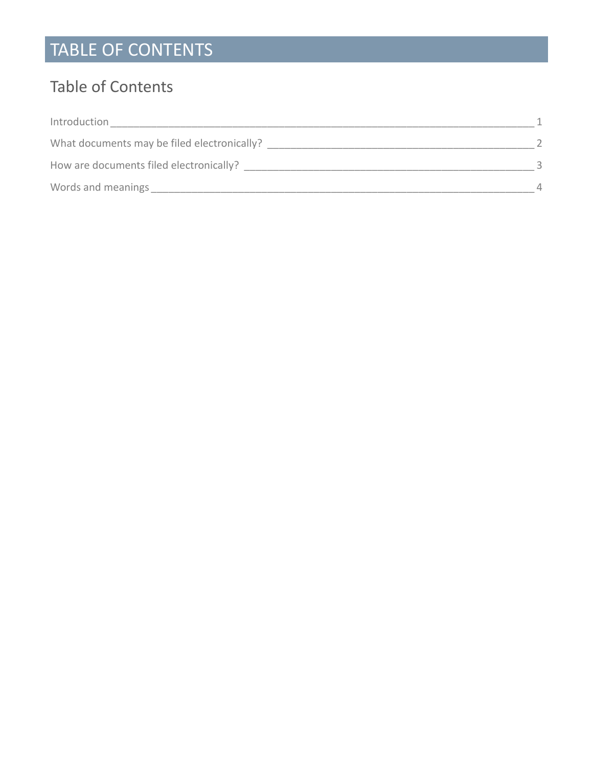# TABLE OF CONTENTS

## Table of Contents

Introduction ____ 1

What documents may be filed electronically? ____ 2

How are documents filed electronically? ____ 3

Words and meanings ____ 4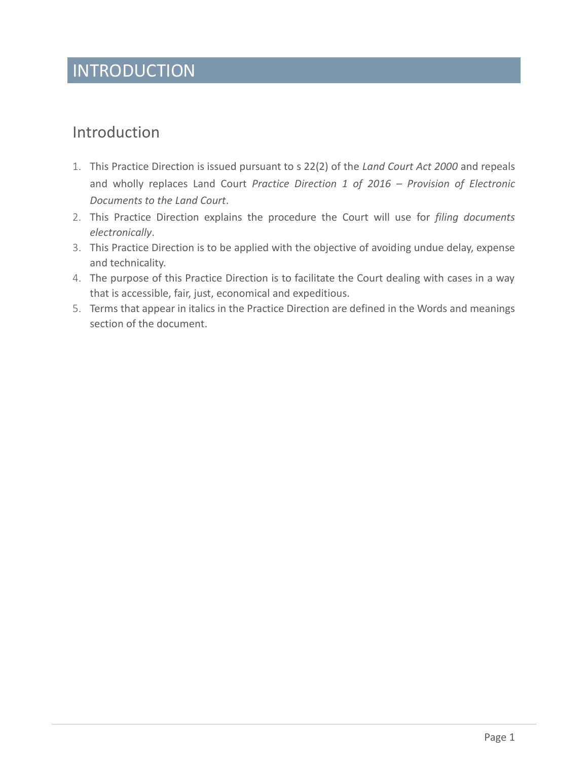# INTRODUCTION

## Introduction

1. This Practice Direction is issued pursuant to s 22(2) of the *Land Court Act 2000* and repeals and wholly replaces Land Court *Practice Direction 1 of 2016 – Provision of Electronic Documents to the Land Court*.
2. This Practice Direction explains the procedure the Court will use for *filing documents electronically*.
3. This Practice Direction is to be applied with the objective of avoiding undue delay, expense and technicality.
4. The purpose of this Practice Direction is to facilitate the Court dealing with cases in a way that is accessible, fair, just, economical and expeditious.
5. Terms that appear in italics in the Practice Direction are defined in the Words and meanings section of the document.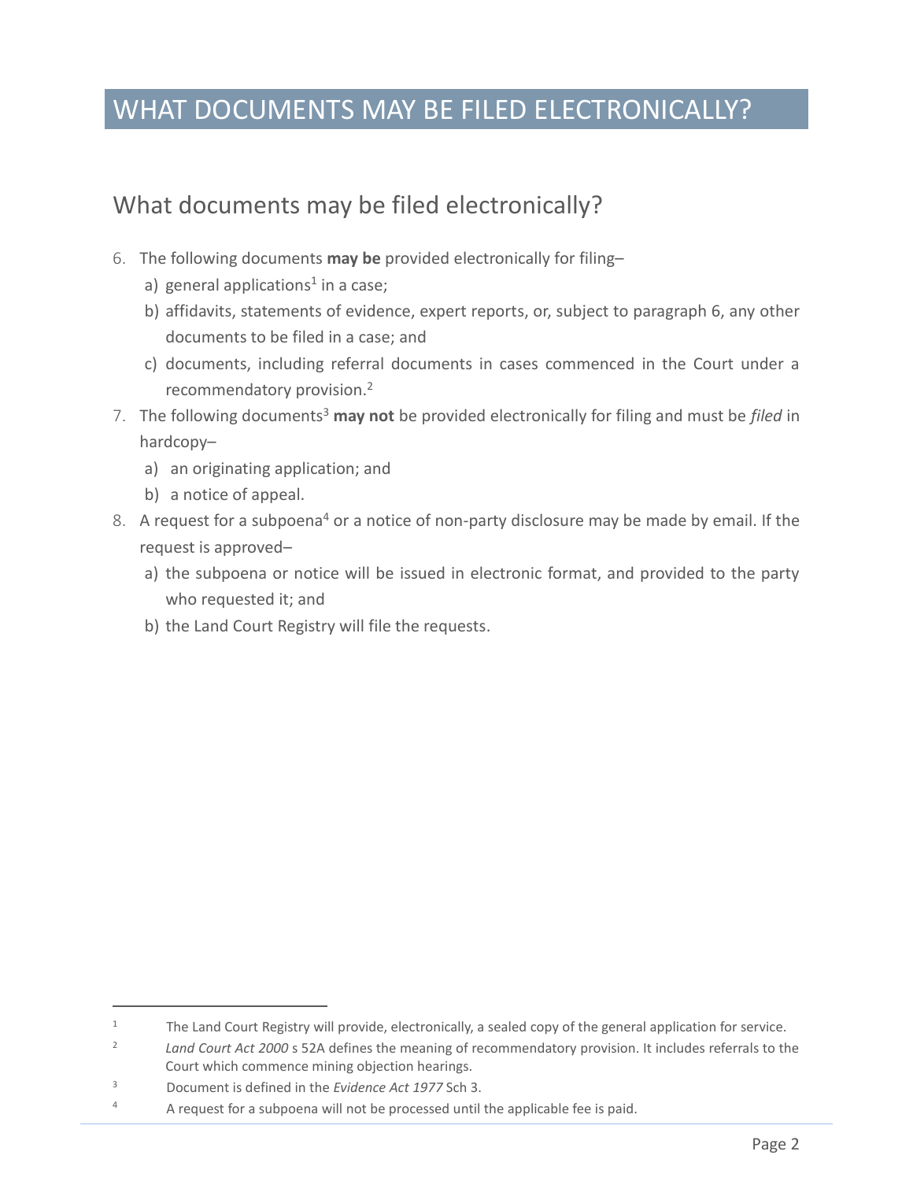# WHAT DOCUMENTS MAY BE FILED ELECTRONICALLY?

## What documents may be filed electronically?

6. The following documents **may be** provided electronically for filing–
   a) general applications[1] in a case;
   b) affidavits, statements of evidence, expert reports, or, subject to paragraph 6, any other documents to be filed in a case; and
   c) documents, including referral documents in cases commenced in the Court under a recommendatory provision.[2]
7. The following documents[3] **may not** be provided electronically for filing and must be *filed* in hardcopy–
   a) an originating application; and
   b) a notice of appeal.
8. A request for a subpoena[4] or a notice of non-party disclosure may be made by email. If the request is approved–
   a) the subpoena or notice will be issued in electronic format, and provided to the party who requested it; and
   b) the Land Court Registry will file the requests.

---

[1] The Land Court Registry will provide, electronically, a sealed copy of the general application for service.

[2] *Land Court Act 2000* s 52A defines the meaning of recommendatory provision. It includes referrals to the Court which commence mining objection hearings.

[3] Document is defined in the *Evidence Act 1977* Sch 3.

[4] A request for a subpoena will not be processed until the applicable fee is paid.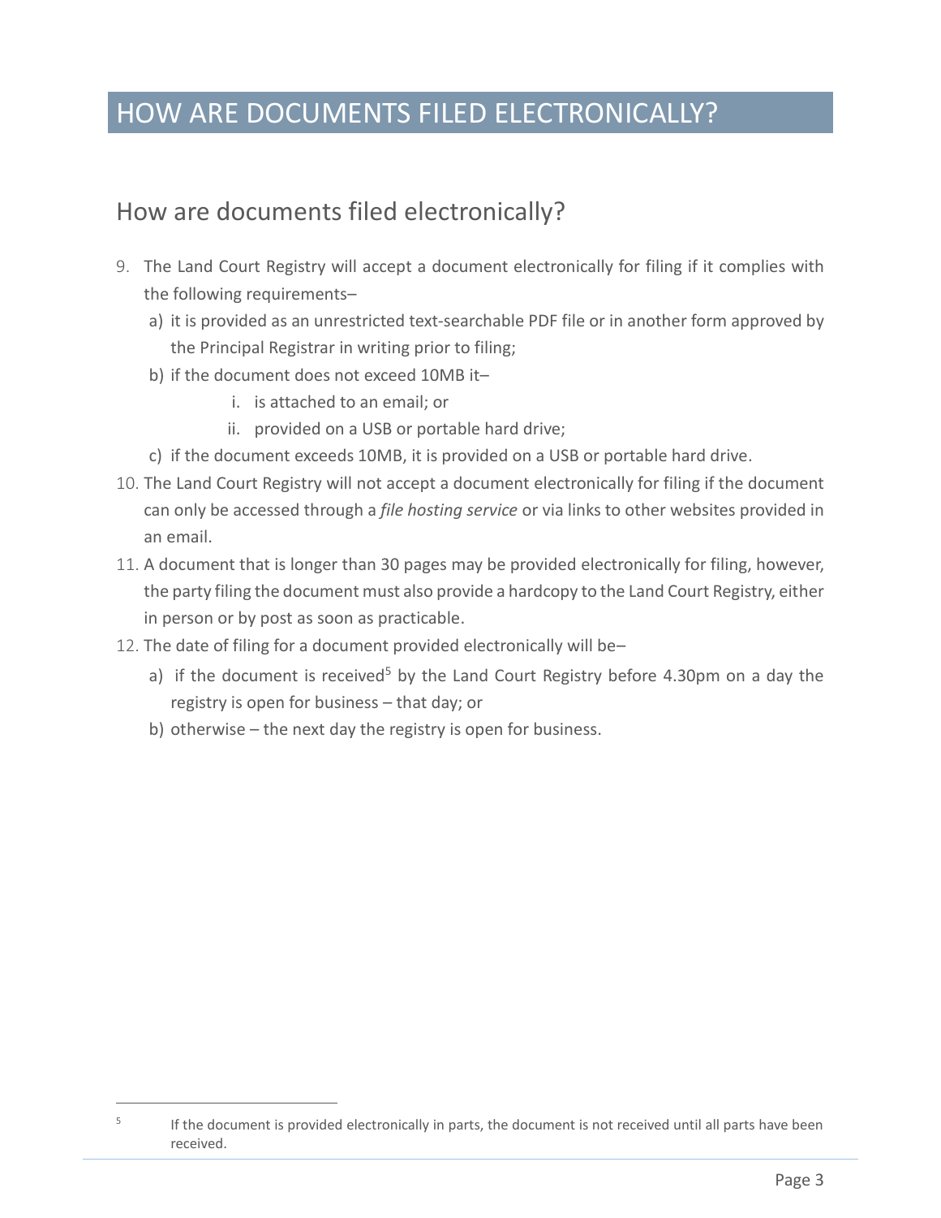# HOW ARE DOCUMENTS FILED ELECTRONICALLY?

## How are documents filed electronically?

9. The Land Court Registry will accept a document electronically for filing if it complies with the following requirements–
   a) it is provided as an unrestricted text-searchable PDF file or in another form approved by the Principal Registrar in writing prior to filing;
   b) if the document does not exceed 10MB it–
      i. is attached to an email; or
      ii. provided on a USB or portable hard drive;
   c) if the document exceeds 10MB, it is provided on a USB or portable hard drive.
10. The Land Court Registry will not accept a document electronically for filing if the document can only be accessed through a *file hosting service* or via links to other websites provided in an email.
11. A document that is longer than 30 pages may be provided electronically for filing, however, the party filing the document must also provide a hardcopy to the Land Court Registry, either in person or by post as soon as practicable.
12. The date of filing for a document provided electronically will be–
    a) if the document is received[5] by the Land Court Registry before 4.30pm on a day the registry is open for business – that day; or
    b) otherwise – the next day the registry is open for business.

[5] If the document is provided electronically in parts, the document is not received until all parts have been received.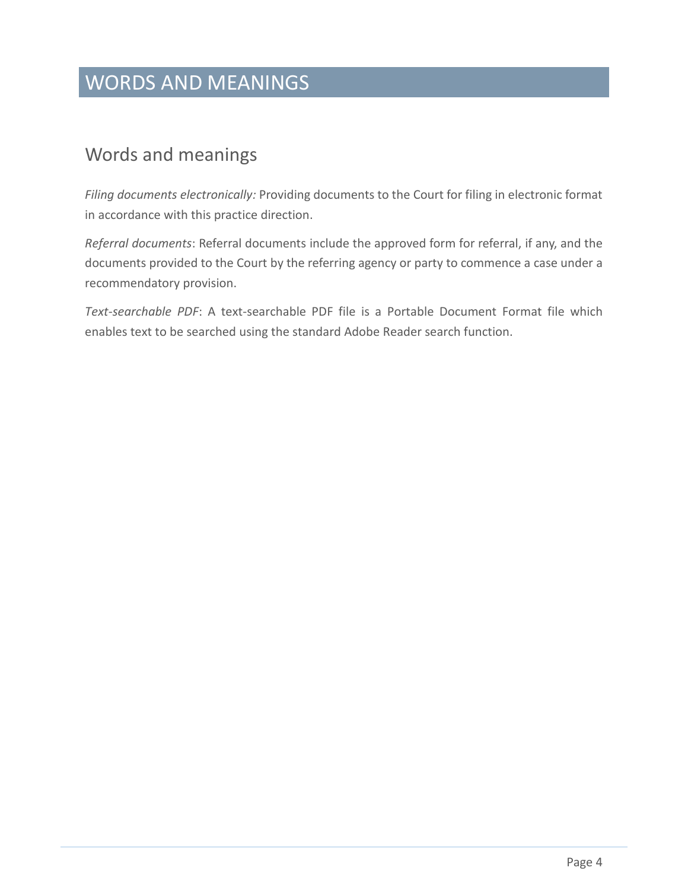# WORDS AND MEANINGS

## Words and meanings

*Filing documents electronically:* Providing documents to the Court for filing in electronic format in accordance with this practice direction.

*Referral documents*: Referral documents include the approved form for referral, if any, and the documents provided to the Court by the referring agency or party to commence a case under a recommendatory provision.

*Text-searchable PDF*: A text-searchable PDF file is a Portable Document Format file which enables text to be searched using the standard Adobe Reader search function.